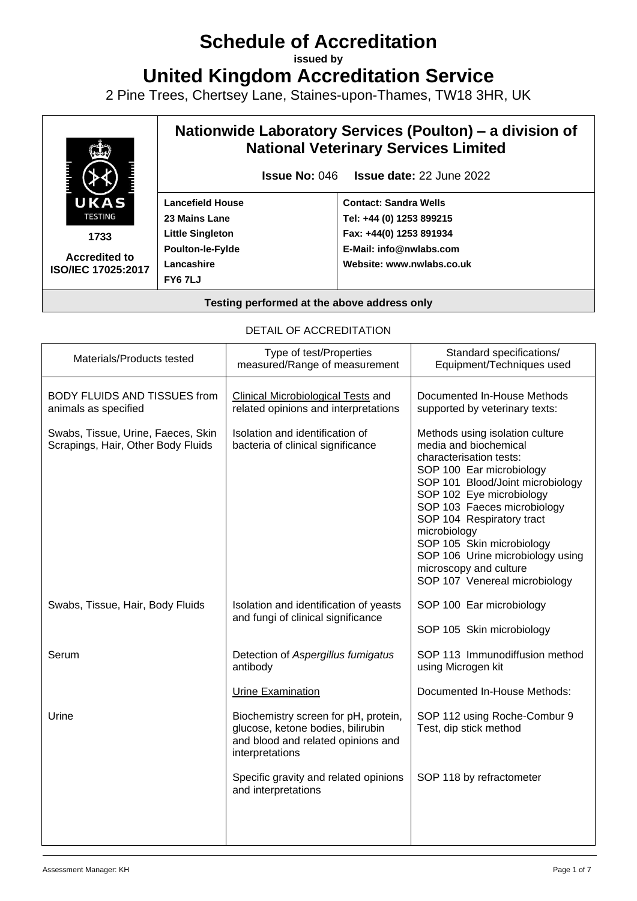# Schedule of Accreditation

**issued by**

# United Kingdom Accreditation Service

2 Pine Trees, Chertsey Lane, Staines-upon-Thames, TW18 3HR, UK

| UKAS TESTING 1733 Accredited to ISO/IEC 17025:2017 | **Nationwide Laboratory Services (Poulton) – a division of National Veterinary Services Limited** | |
|---|---|---|
| | **Issue No:** 046 **Issue date:** 22 June 2022 | |
| | **Lancefield House**<br>**23 Mains Lane**<br>**Little Singleton**<br>**Poulton-le-Fylde**<br>**Lancashire**<br>**FY6 7LJ** | **Contact: Sandra Wells**<br>**Tel: +44 (0) 1253 899215**<br>**Fax: +44(0) 1253 891934**<br>**E-Mail: info@nwlabs.com**<br>**Website: www.nwlabs.co.uk** |

**Testing performed at the above address only**

DETAIL OF ACCREDITATION

| Materials/Products tested | Type of test/Properties measured/Range of measurement | Standard specifications/ Equipment/Techniques used |
|---|---|---|
| BODY FLUIDS AND TISSUES from animals as specified | Clinical Microbiological Tests and related opinions and interpretations | Documented In-House Methods supported by veterinary texts: |
| Swabs, Tissue, Urine, Faeces, Skin Scrapings, Hair, Other Body Fluids | Isolation and identification of bacteria of clinical significance | Methods using isolation culture media and biochemical characterisation tests:<br>SOP 100 Ear microbiology<br>SOP 101 Blood/Joint microbiology<br>SOP 102 Eye microbiology<br>SOP 103 Faeces microbiology<br>SOP 104 Respiratory tract microbiology<br>SOP 105 Skin microbiology<br>SOP 106 Urine microbiology using microscopy and culture<br>SOP 107 Venereal microbiology |
| Swabs, Tissue, Hair, Body Fluids | Isolation and identification of yeasts and fungi of clinical significance | SOP 100 Ear microbiology<br>SOP 105 Skin microbiology |
| Serum | Detection of *Aspergillus fumigatus* antibody | SOP 113 Immunodiffusion method using Microgen kit |
| | Urine Examination | Documented In-House Methods: |
| Urine | Biochemistry screen for pH, protein, glucose, ketone bodies, bilirubin and blood and related opinions and interpretations | SOP 112 using Roche-Combur 9 Test, dip stick method |
| | Specific gravity and related opinions and interpretations | SOP 118 by refractometer |

Assessment Manager: KH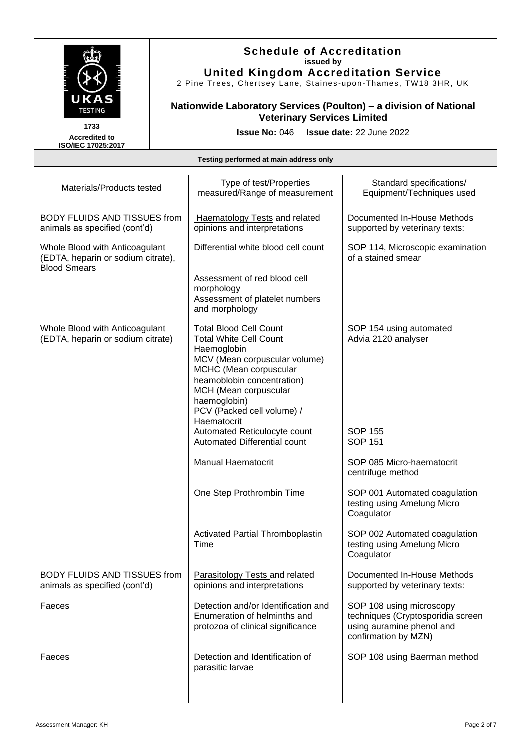# Schedule of Accreditation
**issued by**
**United Kingdom Accreditation Service**
2 Pine Trees, Chertsey Lane, Staines-upon-Thames, TW18 3HR, UK

1733
**Accredited to ISO/IEC 17025:2017**

## Nationwide Laboratory Services (Poulton) – a division of National Veterinary Services Limited

**Issue No:** 046 **Issue date:** 22 June 2022

**Testing performed at main address only**

| Materials/Products tested | Type of test/Properties measured/Range of measurement | Standard specifications/ Equipment/Techniques used |
|---|---|---|
| BODY FLUIDS AND TISSUES from animals as specified (cont'd) | Haematology Tests and related opinions and interpretations | Documented In-House Methods supported by veterinary texts: |
| Whole Blood with Anticoagulant (EDTA, heparin or sodium citrate), Blood Smears | Differential white blood cell count | SOP 114, Microscopic examination of a stained smear |
| | Assessment of red blood cell morphology<br>Assessment of platelet numbers and morphology | |
| Whole Blood with Anticoagulant (EDTA, heparin or sodium citrate) | Total Blood Cell Count<br>Total White Cell Count<br>Haemoglobin<br>MCV (Mean corpuscular volume)<br>MCHC (Mean corpuscular heamoblobin concentration)<br>MCH (Mean corpuscular haemoglobin)<br>PCV (Packed cell volume) / Haematocrit | SOP 154 using automated Advia 2120 analyser |
| | Automated Reticulocyte count<br>Automated Differential count | SOP 155<br>SOP 151 |
| | Manual Haematocrit | SOP 085 Micro-haematocrit centrifuge method |
| | One Step Prothrombin Time | SOP 001 Automated coagulation testing using Amelung Micro Coagulator |
| | Activated Partial Thromboplastin Time | SOP 002 Automated coagulation testing using Amelung Micro Coagulator |
| BODY FLUIDS AND TISSUES from animals as specified (cont'd) | Parasitology Tests and related opinions and interpretations | Documented In-House Methods supported by veterinary texts: |
| Faeces | Detection and/or Identification and Enumeration of helminths and protozoa of clinical significance | SOP 108 using microscopy techniques (Cryptosporidia screen using auramine phenol and confirmation by MZN) |
| Faeces | Detection and Identification of parasitic larvae | SOP 108 using Baerman method |

Assessment Manager: KH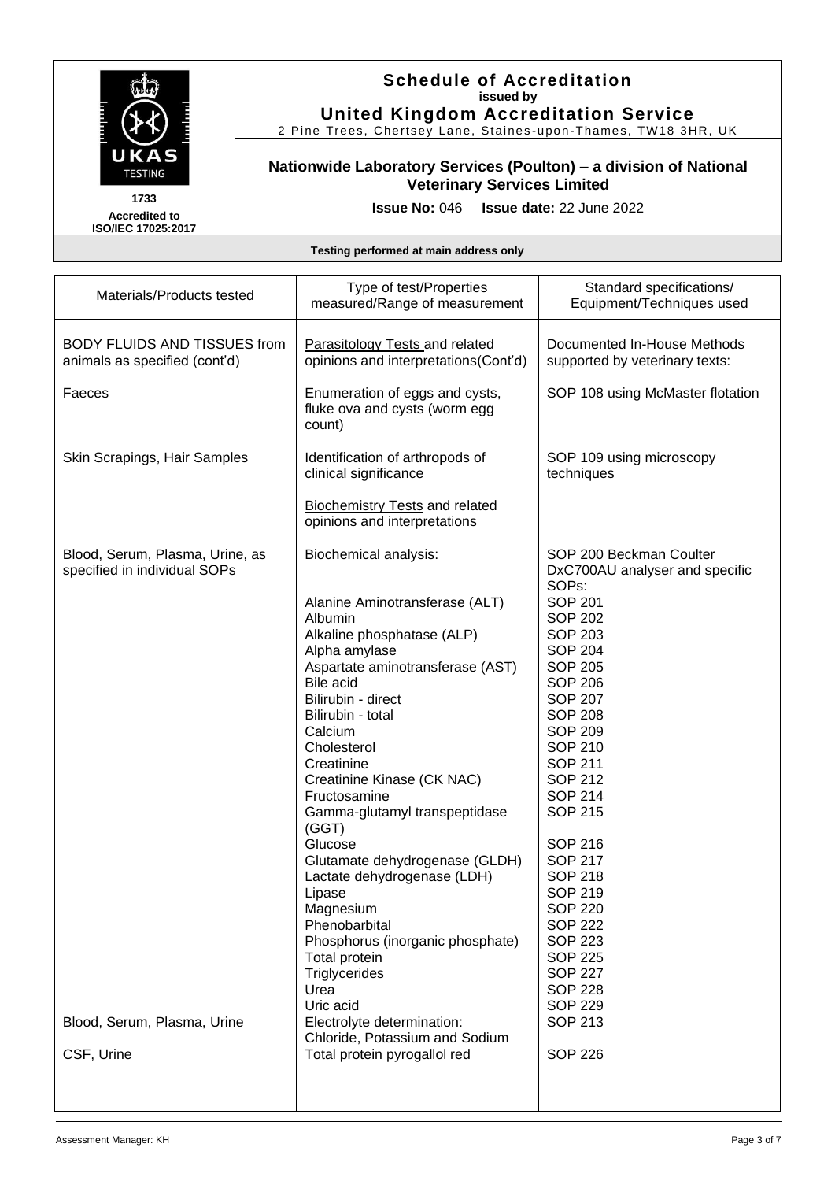# Schedule of Accreditation
**issued by**
## United Kingdom Accreditation Service
2 Pine Trees, Chertsey Lane, Staines-upon-Thames, TW18 3HR, UK

**1733**
**Accredited to ISO/IEC 17025:2017**

### Nationwide Laboratory Services (Poulton) – a division of National Veterinary Services Limited

**Issue No:** 046 **Issue date:** 22 June 2022

**Testing performed at main address only**

| Materials/Products tested | Type of test/Properties measured/Range of measurement | Standard specifications/ Equipment/Techniques used |
|---|---|---|
| BODY FLUIDS AND TISSUES from animals as specified (cont'd) | Parasitology Tests and related opinions and interpretations(Cont'd) | Documented In-House Methods supported by veterinary texts: |
| Faeces | Enumeration of eggs and cysts, fluke ova and cysts (worm egg count) | SOP 108 using McMaster flotation |
| Skin Scrapings, Hair Samples | Identification of arthropods of clinical significance | SOP 109 using microscopy techniques |
| | Biochemistry Tests and related opinions and interpretations | |
| Blood, Serum, Plasma, Urine, as specified in individual SOPs | Biochemical analysis: | SOP 200 Beckman Coulter DxC700AU analyser and specific SOPs: |
| | Alanine Aminotransferase (ALT) | SOP 201 |
| | Albumin | SOP 202 |
| | Alkaline phosphatase (ALP) | SOP 203 |
| | Alpha amylase | SOP 204 |
| | Aspartate aminotransferase (AST) | SOP 205 |
| | Bile acid | SOP 206 |
| | Bilirubin - direct | SOP 207 |
| | Bilirubin - total | SOP 208 |
| | Calcium | SOP 209 |
| | Cholesterol | SOP 210 |
| | Creatinine | SOP 211 |
| | Creatinine Kinase (CK NAC) | SOP 212 |
| | Fructosamine | SOP 214 |
| | Gamma-glutamyl transpeptidase (GGT) | SOP 215 |
| | Glucose | SOP 216 |
| | Glutamate dehydrogenase (GLDH) | SOP 217 |
| | Lactate dehydrogenase (LDH) | SOP 218 |
| | Lipase | SOP 219 |
| | Magnesium | SOP 220 |
| | Phenobarbital | SOP 222 |
| | Phosphorus (inorganic phosphate) | SOP 223 |
| | Total protein | SOP 225 |
| | Triglycerides | SOP 227 |
| | Urea | SOP 228 |
| | Uric acid | SOP 229 |
| Blood, Serum, Plasma, Urine | Electrolyte determination: Chloride, Potassium and Sodium | SOP 213 |
| CSF, Urine | Total protein pyrogallol red | SOP 226 |

Assessment Manager: KH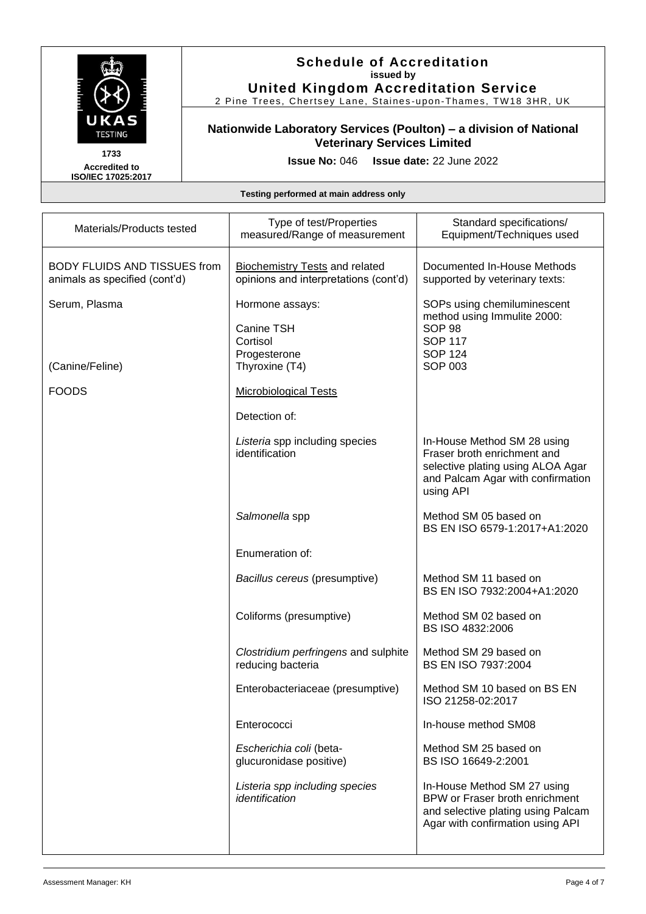# Schedule of Accreditation

issued by

**United Kingdom Accreditation Service**

2 Pine Trees, Chertsey Lane, Staines-upon-Thames, TW18 3HR, UK

1733

Accredited to ISO/IEC 17025:2017

## Nationwide Laboratory Services (Poulton) – a division of National Veterinary Services Limited

**Issue No:** 046 **Issue date:** 22 June 2022

**Testing performed at main address only**

| Materials/Products tested | Type of test/Properties measured/Range of measurement | Standard specifications/ Equipment/Techniques used |
|---|---|---|
| BODY FLUIDS AND TISSUES from animals as specified (cont'd) | Biochemistry Tests and related opinions and interpretations (cont'd) | Documented In-House Methods supported by veterinary texts: |
| Serum, Plasma | Hormone assays: | SOPs using chemiluminescent method using Immulite 2000: |
| | Canine TSH | SOP 98 |
| | Cortisol | SOP 117 |
| | Progesterone | SOP 124 |
| (Canine/Feline) | Thyroxine (T4) | SOP 003 |
| FOODS | Microbiological Tests | |
| | Detection of: | |
| | *Listeria* spp including species identification | In-House Method SM 28 using Fraser broth enrichment and selective plating using ALOA Agar and Palcam Agar with confirmation using API |
| | *Salmonella* spp | Method SM 05 based on BS EN ISO 6579-1:2017+A1:2020 |
| | Enumeration of: | |
| | *Bacillus cereus* (presumptive) | Method SM 11 based on BS EN ISO 7932:2004+A1:2020 |
| | Coliforms (presumptive) | Method SM 02 based on BS ISO 4832:2006 |
| | *Clostridium perfringens* and sulphite reducing bacteria | Method SM 29 based on BS EN ISO 7937:2004 |
| | Enterobacteriaceae (presumptive) | Method SM 10 based on BS EN ISO 21258-02:2017 |
| | Enterococci | In-house method SM08 |
| | *Escherichia coli* (beta-glucuronidase positive) | Method SM 25 based on BS ISO 16649-2:2001 |
| | *Listeria spp including species identification* | In-House Method SM 27 using BPW or Fraser broth enrichment and selective plating using Palcam Agar with confirmation using API |

Assessment Manager: KH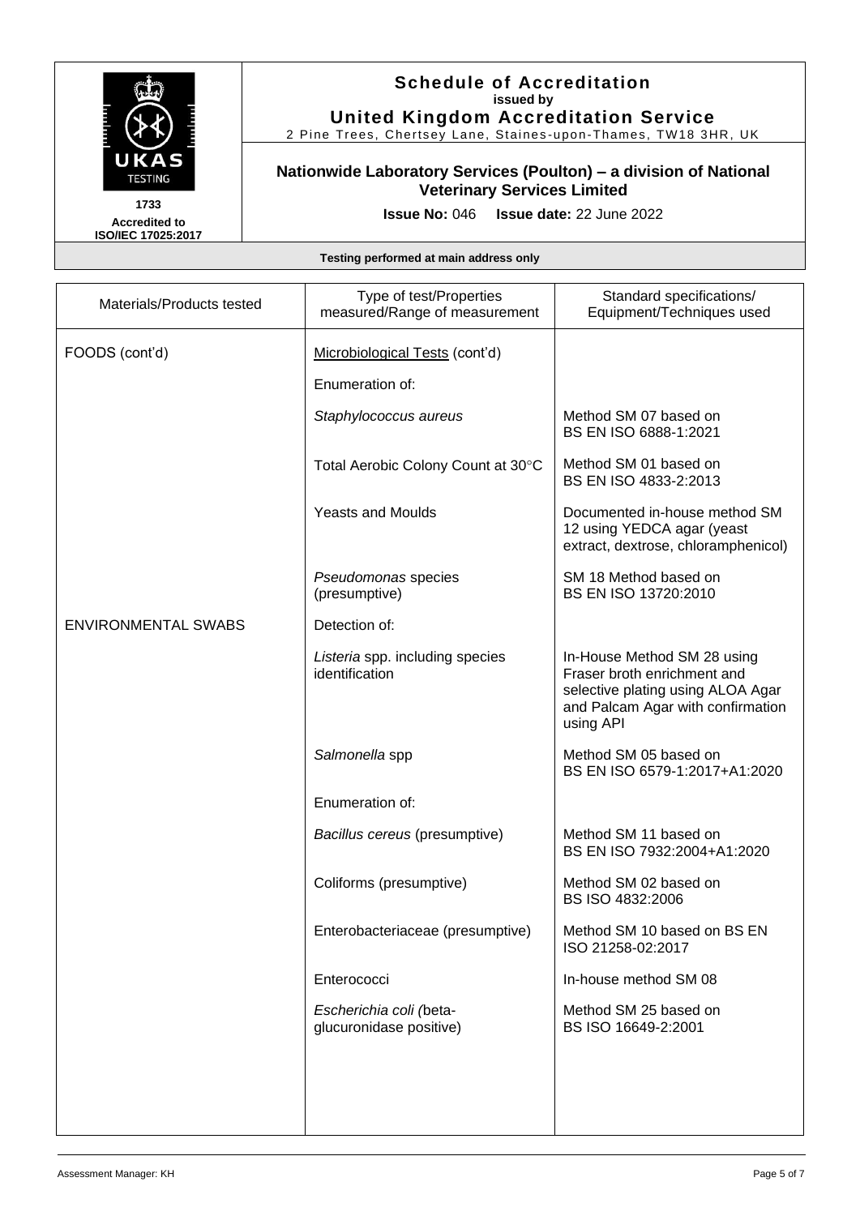# Schedule of Accreditation
issued by
**United Kingdom Accreditation Service**
2 Pine Trees, Chertsey Lane, Staines-upon-Thames, TW18 3HR, UK

**1733**
**Accredited to ISO/IEC 17025:2017**

**Nationwide Laboratory Services (Poulton) – a division of National Veterinary Services Limited**

**Issue No:** 046 **Issue date:** 22 June 2022

**Testing performed at main address only**

| Materials/Products tested | Type of test/Properties measured/Range of measurement | Standard specifications/ Equipment/Techniques used |
|---|---|---|
| FOODS (cont'd) | Microbiological Tests (cont'd) | |
| | Enumeration of: | |
| | *Staphylococcus aureus* | Method SM 07 based on BS EN ISO 6888-1:2021 |
| | Total Aerobic Colony Count at 30°C | Method SM 01 based on BS EN ISO 4833-2:2013 |
| | Yeasts and Moulds | Documented in-house method SM 12 using YEDCA agar (yeast extract, dextrose, chloramphenicol) |
| | *Pseudomonas* species (presumptive) | SM 18 Method based on BS EN ISO 13720:2010 |
| ENVIRONMENTAL SWABS | Detection of: | |
| | *Listeria* spp. including species identification | In-House Method SM 28 using Fraser broth enrichment and selective plating using ALOA Agar and Palcam Agar with confirmation using API |
| | *Salmonella* spp | Method SM 05 based on BS EN ISO 6579-1:2017+A1:2020 |
| | Enumeration of: | |
| | *Bacillus cereus* (presumptive) | Method SM 11 based on BS EN ISO 7932:2004+A1:2020 |
| | Coliforms (presumptive) | Method SM 02 based on BS ISO 4832:2006 |
| | Enterobacteriaceae (presumptive) | Method SM 10 based on BS EN ISO 21258-02:2017 |
| | Enterococci | In-house method SM 08 |
| | *Escherichia coli* (beta-glucuronidase positive) | Method SM 25 based on BS ISO 16649-2:2001 |

Assessment Manager: KH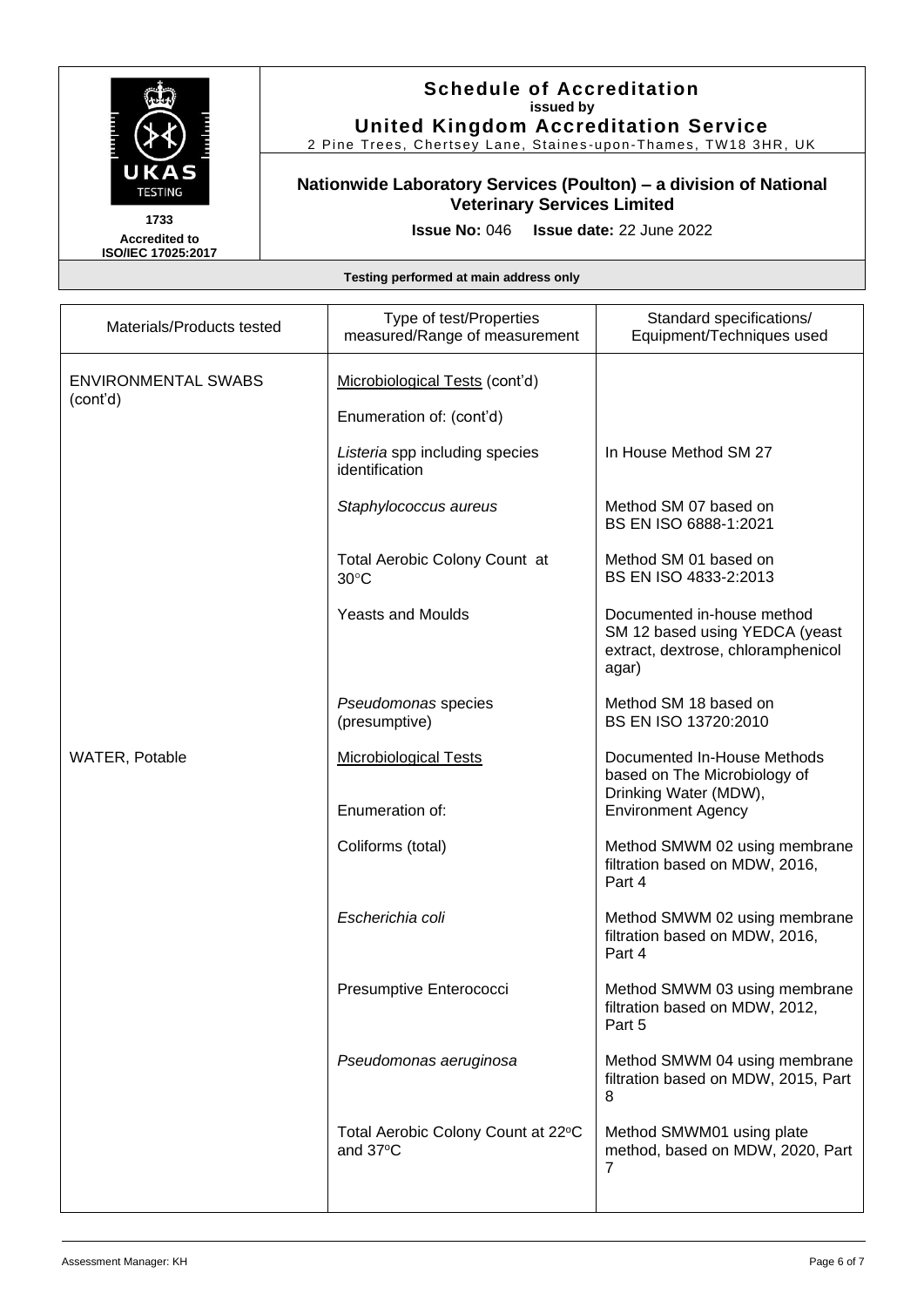# Schedule of Accreditation
**issued by**
**United Kingdom Accreditation Service**
2 Pine Trees, Chertsey Lane, Staines-upon-Thames, TW18 3HR, UK

**1733**
**Accredited to ISO/IEC 17025:2017**

**Nationwide Laboratory Services (Poulton) – a division of National Veterinary Services Limited**

**Issue No:** 046 **Issue date:** 22 June 2022

**Testing performed at main address only**

| Materials/Products tested | Type of test/Properties measured/Range of measurement | Standard specifications/ Equipment/Techniques used |
|---|---|---|
| ENVIRONMENTAL SWABS (cont'd) | Microbiological Tests (cont'd) | |
| | Enumeration of: (cont'd) | |
| | *Listeria* spp including species identification | In House Method SM 27 |
| | *Staphylococcus aureus* | Method SM 07 based on BS EN ISO 6888-1:2021 |
| | Total Aerobic Colony Count at 30°C | Method SM 01 based on BS EN ISO 4833-2:2013 |
| | Yeasts and Moulds | Documented in-house method SM 12 based using YEDCA (yeast extract, dextrose, chloramphenicol agar) |
| | *Pseudomonas* species (presumptive) | Method SM 18 based on BS EN ISO 13720:2010 |
| WATER, Potable | Microbiological Tests | Documented In-House Methods based on The Microbiology of Drinking Water (MDW), Environment Agency |
| | Enumeration of: | |
| | Coliforms (total) | Method SMWM 02 using membrane filtration based on MDW, 2016, Part 4 |
| | *Escherichia coli* | Method SMWM 02 using membrane filtration based on MDW, 2016, Part 4 |
| | Presumptive Enterococci | Method SMWM 03 using membrane filtration based on MDW, 2012, Part 5 |
| | *Pseudomonas aeruginosa* | Method SMWM 04 using membrane filtration based on MDW, 2015, Part 8 |
| | Total Aerobic Colony Count at 22°C and 37°C | Method SMWM01 using plate method, based on MDW, 2020, Part 7 |

Assessment Manager: KH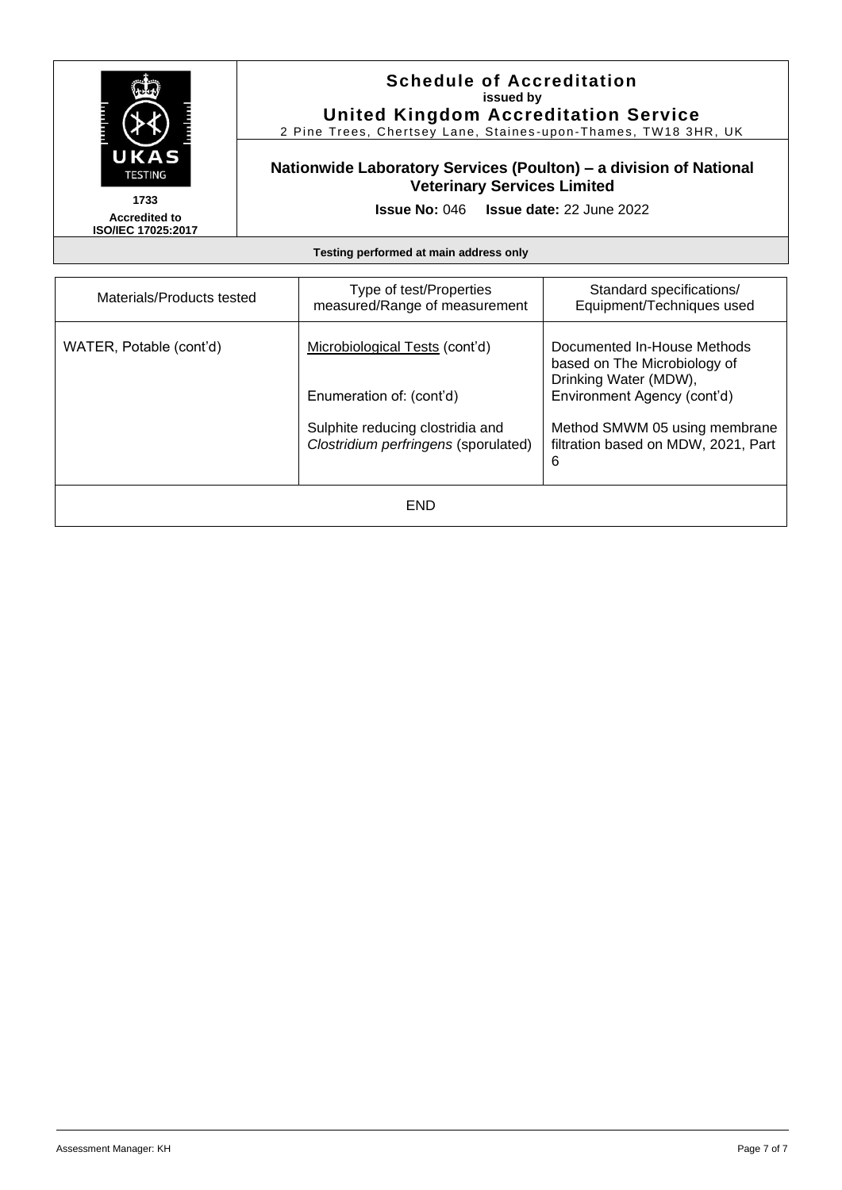**Schedule of Accreditation**
**issued by**
**United Kingdom Accreditation Service**
2 Pine Trees, Chertsey Lane, Staines-upon-Thames, TW18 3HR, UK

1733
**Accredited to ISO/IEC 17025:2017**

**Nationwide Laboratory Services (Poulton) – a division of National Veterinary Services Limited**

**Issue No:** 046 **Issue date:** 22 June 2022

**Testing performed at main address only**

| Materials/Products tested | Type of test/Properties measured/Range of measurement | Standard specifications/ Equipment/Techniques used |
|---|---|---|
| WATER, Potable (cont'd) | Microbiological Tests (cont'd)<br><br>Enumeration of: (cont'd)<br><br>Sulphite reducing clostridia and *Clostridium perfringens* (sporulated) | Documented In-House Methods based on The Microbiology of Drinking Water (MDW), Environment Agency (cont'd)<br><br>Method SMWM 05 using membrane filtration based on MDW, 2021, Part 6 |

END

Assessment Manager: KH